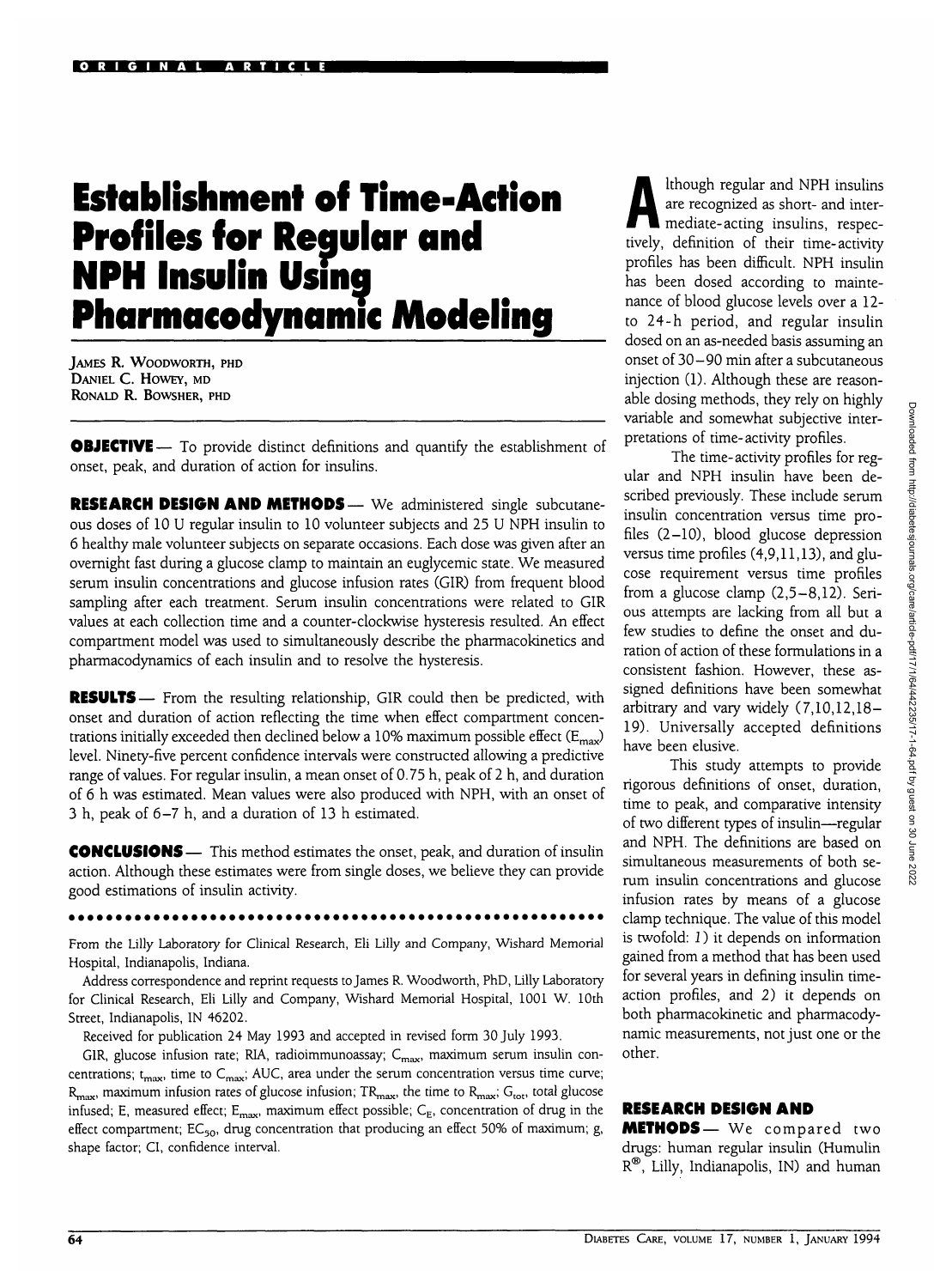# Establishment of Time-Action Profiles for Regular and NPH Insulin Using Pharmacodynamic Modeling

JAMES R. WOODWORTH, PHD
DANIEL C. HOWEY, MD
RONALD R. BOWSHER, PHD

**OBJECTIVE** — To provide distinct definitions and quantify the establishment of onset, peak, and duration of action for insulins.

**RESEARCH DESIGN AND METHODS** — We administered single subcutaneous doses of 10 U regular insulin to 10 volunteer subjects and 25 U NPH insulin to 6 healthy male volunteer subjects on separate occasions. Each dose was given after an overnight fast during a glucose clamp to maintain an euglycemic state. We measured serum insulin concentrations and glucose infusion rates (GIR) from frequent blood sampling after each treatment. Serum insulin concentrations were related to GIR values at each collection time and a counter-clockwise hysteresis resulted. An effect compartment model was used to simultaneously describe the pharmacokinetics and pharmacodynamics of each insulin and to resolve the hysteresis.

**RESULTS** — From the resulting relationship, GIR could then be predicted, with onset and duration of action reflecting the time when effect compartment concentrations initially exceeded then declined below a 10% maximum possible effect ($E_{max}$) level. Ninety-five percent confidence intervals were constructed allowing a predictive range of values. For regular insulin, a mean onset of 0.75 h, peak of 2 h, and duration of 6 h was estimated. Mean values were also produced with NPH, with an onset of 3 h, peak of 6–7 h, and a duration of 13 h estimated.

**CONCLUSIONS** — This method estimates the onset, peak, and duration of insulin action. Although these estimates were from single doses, we believe they can provide good estimations of insulin activity.

From the Lilly Laboratory for Clinical Research, Eli Lilly and Company, Wishard Memorial Hospital, Indianapolis, Indiana.

Address correspondence and reprint requests to James R. Woodworth, PhD, Lilly Laboratory for Clinical Research, Eli Lilly and Company, Wishard Memorial Hospital, 1001 W. 10th Street, Indianapolis, IN 46202.

Received for publication 24 May 1993 and accepted in revised form 30 July 1993.

GIR, glucose infusion rate; RIA, radioimmunoassay; $C_{max}$, maximum serum insulin concentrations; $t_{max}$, time to $C_{max}$; AUC, area under the serum concentration versus time curve; $R_{max}$, maximum infusion rates of glucose infusion; $TR_{max}$, the time to $R_{max}$; $G_{tot}$, total glucose infused; E, measured effect; $E_{max}$, maximum effect possible; $C_E$, concentration of drug in the effect compartment; $EC_{50}$, drug concentration that producing an effect 50% of maximum; g, shape factor; CI, confidence interval.

Although regular and NPH insulins are recognized as short- and intermediate-acting insulins, respectively, definition of their time-activity profiles has been difficult. NPH insulin has been dosed according to maintenance of blood glucose levels over a 12- to 24-h period, and regular insulin dosed on an as-needed basis assuming an onset of 30–90 min after a subcutaneous injection (1). Although these are reasonable dosing methods, they rely on highly variable and somewhat subjective interpretations of time-activity profiles.

The time-activity profiles for regular and NPH insulin have been described previously. These include serum insulin concentration versus time profiles (2–10), blood glucose depression versus time profiles (4,9,11,13), and glucose requirement versus time profiles from a glucose clamp (2,5–8,12). Serious attempts are lacking from all but a few studies to define the onset and duration of action of these formulations in a consistent fashion. However, these assigned definitions have been somewhat arbitrary and vary widely (7,10,12,18–19). Universally accepted definitions have been elusive.

This study attempts to provide rigorous definitions of onset, duration, time to peak, and comparative intensity of two different types of insulin—regular and NPH. The definitions are based on simultaneous measurements of both serum insulin concentrations and glucose infusion rates by means of a glucose clamp technique. The value of this model is twofold: *1*) it depends on information gained from a method that has been used for several years in defining insulin time-action profiles, and *2*) it depends on both pharmacokinetic and pharmacodynamic measurements, not just one or the other.

## RESEARCH DESIGN AND METHODS

We compared two drugs: human regular insulin (Humulin R®, Lilly, Indianapolis, IN) and human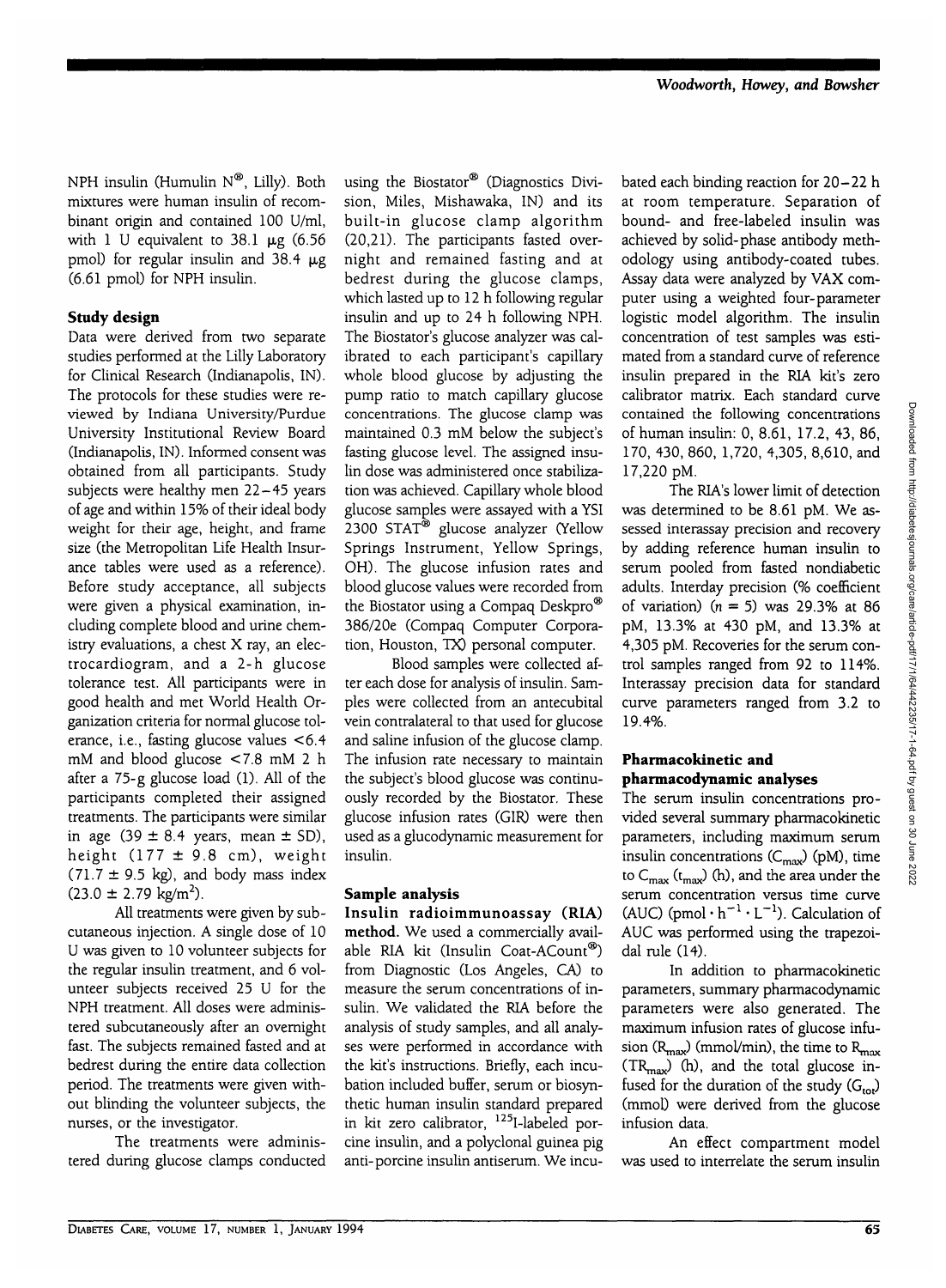NPH insulin (Humulin N®, Lilly). Both mixtures were human insulin of recombinant origin and contained 100 U/ml, with 1 U equivalent to 38.1 μg (6.56 pmol) for regular insulin and 38.4 μg (6.61 pmol) for NPH insulin.

### Study design

Data were derived from two separate studies performed at the Lilly Laboratory for Clinical Research (Indianapolis, IN). The protocols for these studies were reviewed by Indiana University/Purdue University Institutional Review Board (Indianapolis, IN). Informed consent was obtained from all participants. Study subjects were healthy men 22–45 years of age and within 15% of their ideal body weight for their age, height, and frame size (the Metropolitan Life Health Insurance tables were used as a reference). Before study acceptance, all subjects were given a physical examination, including complete blood and urine chemistry evaluations, a chest X ray, an electrocardiogram, and a 2-h glucose tolerance test. All participants were in good health and met World Health Organization criteria for normal glucose tolerance, i.e., fasting glucose values <6.4 mM and blood glucose <7.8 mM 2 h after a 75-g glucose load (1). All of the participants completed their assigned treatments. The participants were similar in age (39 ± 8.4 years, mean ± SD), height (177 ± 9.8 cm), weight (71.7 ± 9.5 kg), and body mass index (23.0 ± 2.79 kg/m$^2$).

All treatments were given by subcutaneous injection. A single dose of 10 U was given to 10 volunteer subjects for the regular insulin treatment, and 6 volunteer subjects received 25 U for the NPH treatment. All doses were administered subcutaneously after an overnight fast. The subjects remained fasted and at bedrest during the entire data collection period. The treatments were given without blinding the volunteer subjects, the nurses, or the investigator.

The treatments were administered during glucose clamps conducted using the Biostator® (Diagnostics Division, Miles, Mishawaka, IN) and its built-in glucose clamp algorithm (20,21). The participants fasted overnight and remained fasting and at bedrest during the glucose clamps, which lasted up to 12 h following regular insulin and up to 24 h following NPH. The Biostator's glucose analyzer was calibrated to each participant's capillary whole blood glucose by adjusting the pump ratio to match capillary glucose concentrations. The glucose clamp was maintained 0.3 mM below the subject's fasting glucose level. The assigned insulin dose was administered once stabilization was achieved. Capillary whole blood glucose samples were assayed with a YSI 2300 STAT® glucose analyzer (Yellow Springs Instrument, Yellow Springs, OH). The glucose infusion rates and blood glucose values were recorded from the Biostator using a Compaq Deskpro® 386/20e (Compaq Computer Corporation, Houston, TX) personal computer.

Blood samples were collected after each dose for analysis of insulin. Samples were collected from an antecubital vein contralateral to that used for glucose and saline infusion of the glucose clamp. The infusion rate necessary to maintain the subject's blood glucose was continuously recorded by the Biostator. These glucose infusion rates (GIR) were then used as a glucodynamic measurement for insulin.

### Sample analysis

**Insulin radioimmunoassay (RIA) method.** We used a commercially available RIA kit (Insulin Coat-ACount®) from Diagnostic (Los Angeles, CA) to measure the serum concentrations of insulin. We validated the RIA before the analysis of study samples, and all analyses were performed in accordance with the kit's instructions. Briefly, each incubation included buffer, serum or biosynthetic human insulin standard prepared in kit zero calibrator, $^{125}$I-labeled porcine insulin, and a polyclonal guinea pig anti-porcine insulin antiserum. We incubated each binding reaction for 20–22 h at room temperature. Separation of bound- and free-labeled insulin was achieved by solid-phase antibody methodology using antibody-coated tubes. Assay data were analyzed by VAX computer using a weighted four-parameter logistic model algorithm. The insulin concentration of test samples was estimated from a standard curve of reference insulin prepared in the RIA kit's zero calibrator matrix. Each standard curve contained the following concentrations of human insulin: 0, 8.61, 17.2, 43, 86, 170, 430, 860, 1,720, 4,305, 8,610, and 17,220 pM.

The RIA's lower limit of detection was determined to be 8.61 pM. We assessed interassay precision and recovery by adding reference human insulin to serum pooled from fasted nondiabetic adults. Interday precision (% coefficient of variation) ($n = 5$) was 29.3% at 86 pM, 13.3% at 430 pM, and 13.3% at 4,305 pM. Recoveries for the serum control samples ranged from 92 to 114%. Interassay precision data for standard curve parameters ranged from 3.2 to 19.4%.

### Pharmacokinetic and pharmacodynamic analyses

The serum insulin concentrations provided several summary pharmacokinetic parameters, including maximum serum insulin concentrations ($C_{max}$) (pM), time to $C_{max}$ ($t_{max}$) (h), and the area under the serum concentration versus time curve (AUC) (pmol · h$^{-1}$ · L$^{-1}$). Calculation of AUC was performed using the trapezoidal rule (14).

In addition to pharmacokinetic parameters, summary pharmacodynamic parameters were also generated. The maximum infusion rates of glucose infusion ($R_{max}$) (mmol/min), the time to $R_{max}$ ($TR_{max}$) (h), and the total glucose infused for the duration of the study ($G_{tot}$) (mmol) were derived from the glucose infusion data.

An effect compartment model was used to interrelate the serum insulin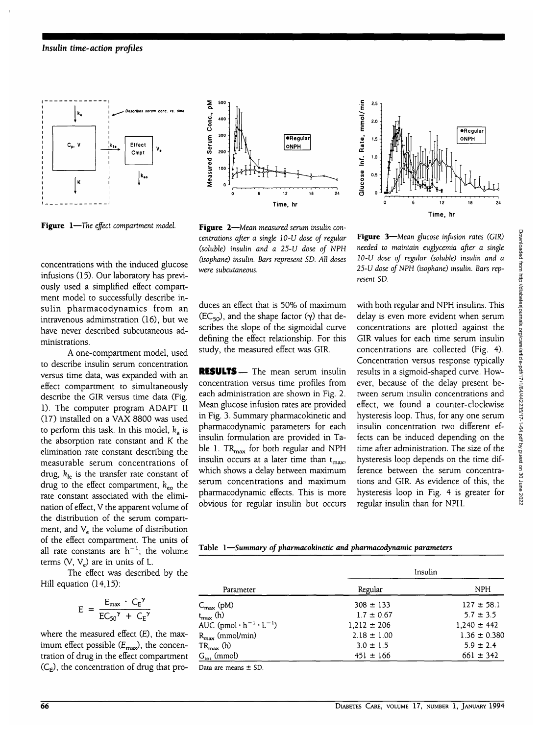**Figure 1**—*The effect compartment model.*

**Figure 2**—*Mean measured serum insulin concentrations after a single 10-U dose of regular (soluble) insulin and a 25-U dose of NPH (isophane) insulin. Bars represent SD. All doses were subcutaneous.*

**Figure 3**—*Mean glucose infusion rates (GIR) needed to maintain euglycemia after a single 10-U dose of regular (soluble) insulin and a 25-U dose of NPH (isophane) insulin. Bars represent SD.*

concentrations with the induced glucose infusions (15). Our laboratory has previously used a simplified effect compartment model to successfully describe insulin pharmacodynamics from an intravenous admimstration (16), but we have never described subcutaneous administrations.

A one-compartment model, used to describe insulin serum concentration versus time data, was expanded with an effect compartment to simultaneously describe the GIR versus time data (Fig. 1). The computer program ADAPT II (17) installed on a VAX 8800 was used to perform this task. In this model, $k_a$ is the absorption rate constant and $K$ the elimination rate constant describing the measurable serum concentrations of drug, $k_{1e}$ is the transfer rate constant of drug to the effect compartment, $k_{eo}$ the rate constant associated with the elimination of effect, V the apparent volume of the distribution of the serum compartment, and $V_e$ the volume of distribution of the effect compartment. The units of all rate constants are $h^{-1}$; the volume terms (V, $V_e$) are in units of L.

The effect was described by the Hill equation (14,15):

$$E = \frac{E_{max} \cdot C_E{}^{\gamma}}{EC_{50}{}^{\gamma} + C_E{}^{\gamma}}$$

where the measured effect ($E$), the maximum effect possible ($E_{max}$), the concentration of drug in the effect compartment ($C_E$), the concentration of drug that produces an effect that is 50% of maximum ($EC_{50}$), and the shape factor ($\gamma$) that describes the slope of the sigmoidal curve defining the effect relationship. For this study, the measured effect was GIR.

**RESULTS** — The mean serum insulin concentration versus time profiles from each administration are shown in Fig. 2. Mean glucose infusion rates are provided in Fig. 3. Summary pharmacokinetic and pharmacodynamic parameters for each insulin formulation are provided in Table 1. $TR_{max}$ for both regular and NPH insulin occurs at a later time than $t_{max}$, which shows a delay between maximum serum concentrations and maximum pharmacodynamic effects. This is more obvious for regular insulin but occurs with both regular and NPH insulins. This delay is even more evident when serum concentrations are plotted against the GIR values for each time serum insulin concentrations are collected (Fig. 4). Concentration versus response typically results in a sigmoid-shaped curve. However, because of the delay present between serum insulin concentrations and effect, we found a counter-clockwise hysteresis loop. Thus, for any one serum insulin concentration two different effects can be induced depending on the time after administration. The size of the hysteresis loop depends on the time difference between the serum concentrations and GIR. As evidence of this, the hysteresis loop in Fig. 4 is greater for regular insulin than for NPH.

**Table 1**—*Summary of pharmacokinetic and pharmacodynamic parameters*

| Parameter | Insulin | |
|---|---|---|
| | Regular | NPH |
| $C_{max}$ (pM) | 308 ± 133 | 127 ± 58.1 |
| $t_{max}$ (h) | 1.7 ± 0.67 | 5.7 ± 3.5 |
| AUC (pmol $\cdot$ $h^{-1}$ $\cdot$ $L^{-1}$) | 1,212 ± 206 | 1,240 ± 442 |
| $R_{max}$ (mmol/min) | 2.18 ± 1.00 | 1.36 ± 0.380 |
| $TR_{max}$ (h) | 3.0 ± 1.5 | 5.9 ± 2.4 |
| $G_{tot}$ (mmol) | 451 ± 166 | 661 ± 342 |

Data are means ± SD.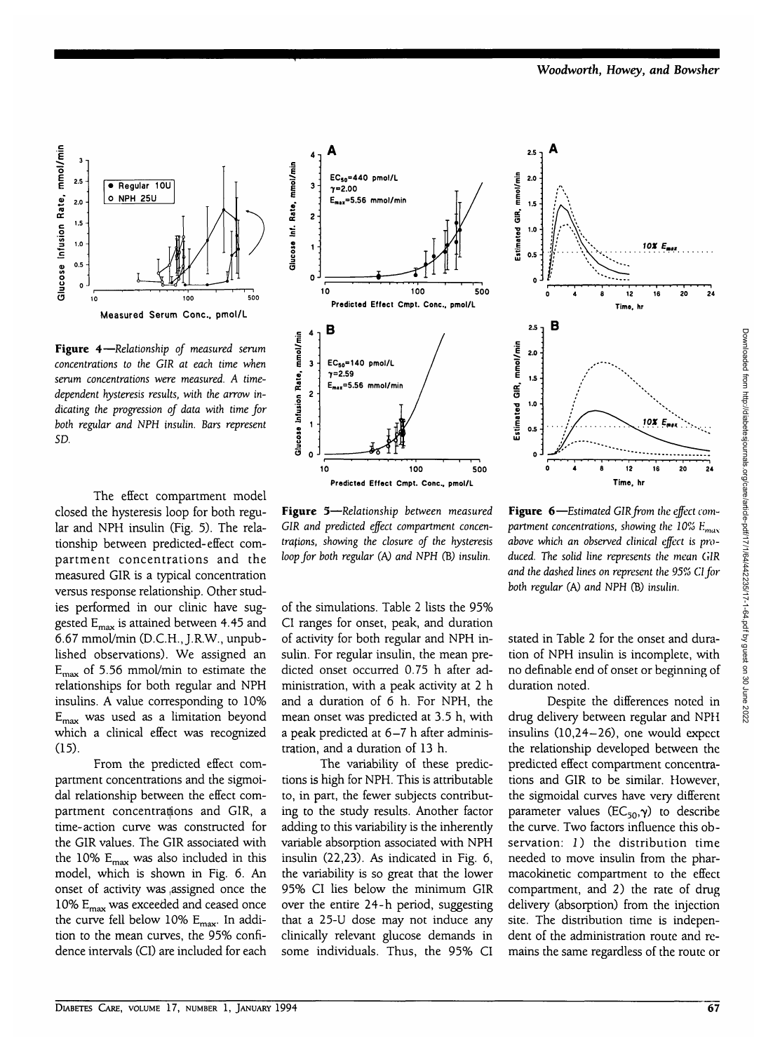**Figure 4**—*Relationship of measured serum concentrations to the GIR at each time when serum concentrations were measured. A time-dependent hysteresis results, with the arrow indicating the progression of data with time for both regular and NPH insulin. Bars represent SD.*

**Figure 5**—*Relationship between measured GIR and predicted effect compartment concentrations, showing the closure of the hysteresis loop for both regular (A) and NPH (B) insulin.*

**Figure 6**—*Estimated GIR from the effect compartment concentrations, showing the 10% $E_{max}$ above which an observed clinical effect is produced. The solid line represents the mean GIR and the dashed lines on represent the 95% CI for both regular (A) and NPH (B) insulin.*

The effect compartment model closed the hysteresis loop for both regular and NPH insulin (Fig. 5). The relationship between predicted-effect compartment concentrations and the measured GIR is a typical concentration versus response relationship. Other studies performed in our clinic have suggested $E_{max}$ is attained between 4.45 and 6.67 mmol/min (D.C.H., J.R.W., unpublished observations). We assigned an $E_{max}$ of 5.56 mmol/min to estimate the relationships for both regular and NPH insulins. A value corresponding to 10% $E_{max}$ was used as a limitation beyond which a clinical effect was recognized (15).

From the predicted effect compartment concentrations and the sigmoidal relationship between the effect compartment concentrations and GIR, a time-action curve was constructed for the GIR values. The GIR associated with the 10% $E_{max}$ was also included in this model, which is shown in Fig. 6. An onset of activity was assigned once the 10% $E_{max}$ was exceeded and ceased once the curve fell below 10% $E_{max}$. In addition to the mean curves, the 95% confidence intervals (CI) are included for each of the simulations. Table 2 lists the 95% CI ranges for onset, peak, and duration of activity for both regular and NPH insulin. For regular insulin, the mean predicted onset occurred 0.75 h after administration, with a peak activity at 2 h and a duration of 6 h. For NPH, the mean onset was predicted at 3.5 h, with a peak predicted at 6–7 h after administration, and a duration of 13 h.

The variability of these predictions is high for NPH. This is attributable to, in part, the fewer subjects contributing to the study results. Another factor adding to this variability is the inherently variable absorption associated with NPH insulin (22,23). As indicated in Fig. 6, the variability is so great that the lower 95% CI lies below the minimum GIR over the entire 24-h period, suggesting that a 25-U dose may not induce any clinically relevant glucose demands in some individuals. Thus, the 95% CI stated in Table 2 for the onset and duration of NPH insulin is incomplete, with no definable end of onset or beginning of duration noted.

Despite the differences noted in drug delivery between regular and NPH insulins (10,24–26), one would expect the relationship developed between the predicted effect compartment concentrations and GIR to be similar. However, the sigmoidal curves have very different parameter values ($EC_{50}$, $\gamma$) to describe the curve. Two factors influence this observation: *1*) the distribution time needed to move insulin from the pharmacokinetic compartment to the effect compartment, and *2*) the rate of drug delivery (absorption) from the injection site. The distribution time is independent of the administration route and remains the same regardless of the route or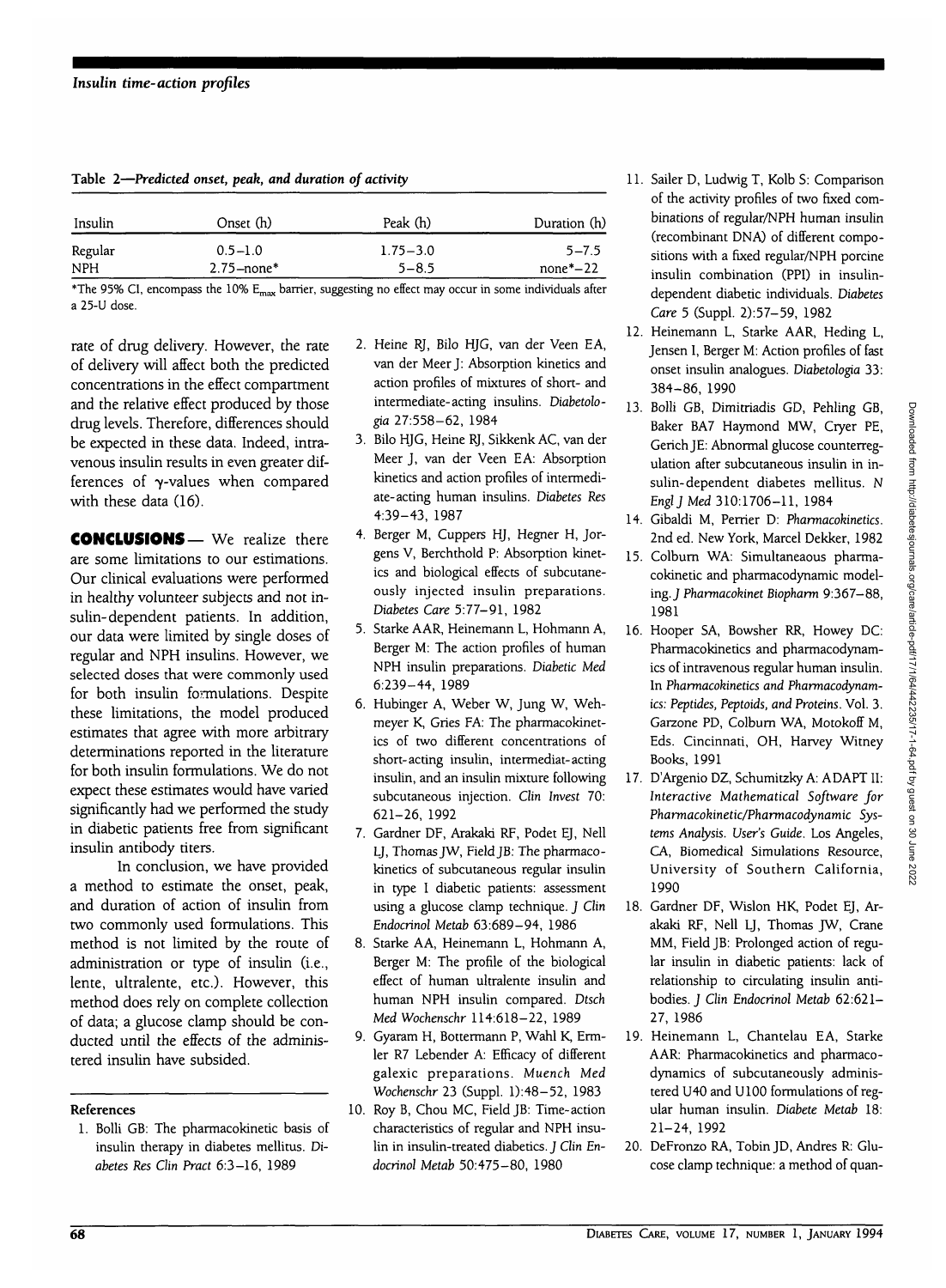**Table 2—*Predicted onset, peak, and duration of activity***

| Insulin | Onset (h) | Peak (h) | Duration (h) |
|---|---|---|---|
| Regular | 0.5–1.0 | 1.75–3.0 | 5–7.5 |
| NPH | 2.75–none* | 5–8.5 | none*–22 |

*The 95% CI, encompass the 10% $E_{max}$ barrier, suggesting no effect may occur in some individuals after a 25-U dose.

rate of drug delivery. However, the rate of delivery will affect both the predicted concentrations in the effect compartment and the relative effect produced by those drug levels. Therefore, differences should be expected in these data. Indeed, intravenous insulin results in even greater differences of $\gamma$-values when compared with these data (16).

**CONCLUSIONS**— We realize there are some limitations to our estimations. Our clinical evaluations were performed in healthy volunteer subjects and not insulin-dependent patients. In addition, our data were limited by single doses of regular and NPH insulins. However, we selected doses that were commonly used for both insulin formulations. Despite these limitations, the model produced estimates that agree with more arbitrary determinations reported in the literature for both insulin formulations. We do not expect these estimates would have varied significantly had we performed the study in diabetic patients free from significant insulin antibody titers.

In conclusion, we have provided a method to estimate the onset, peak, and duration of action of insulin from two commonly used formulations. This method is not limited by the route of administration or type of insulin (i.e., lente, ultralente, etc.). However, this method does rely on complete collection of data; a glucose clamp should be conducted until the effects of the administered insulin have subsided.

## References

1. Bolli GB: The pharmacokinetic basis of insulin therapy in diabetes mellitus. *Diabetes Res Clin Pract* 6:3–16, 1989
2. Heine RJ, Bilo HJG, van der Veen EA, van der Meer J: Absorption kinetics and action profiles of mixtures of short- and intermediate-acting insulins. *Diabetologia* 27:558–62, 1984
3. Bilo HJG, Heine RJ, Sikkenk AC, van der Meer J, van der Veen EA: Absorption kinetics and action profiles of intermediate-acting human insulins. *Diabetes Res* 4:39–43, 1987
4. Berger M, Cuppers HJ, Hegner H, Jorgens V, Berchthold P: Absorption kinetics and biological effects of subcutaneously injected insulin preparations. *Diabetes Care* 5:77–91, 1982
5. Starke AAR, Heinemann L, Hohmann A, Berger M: The action profiles of human NPH insulin preparations. *Diabetic Med* 6:239–44, 1989
6. Hubinger A, Weber W, Jung W, Wehmeyer K, Gries FA: The pharmacokinetics of two different concentrations of short-acting insulin, intermediat-acting insulin, and an insulin mixture following subcutaneous injection. *Clin Invest* 70:621–26, 1992
7. Gardner DF, Arakaki RF, Podet EJ, Nell LJ, Thomas JW, Field JB: The pharmacokinetics of subcutaneous regular insulin in type I diabetic patients: assessment using a glucose clamp technique. *J Clin Endocrinol Metab* 63:689–94, 1986
8. Starke AA, Heinemann L, Hohmann A, Berger M: The profile of the biological effect of human ultralente insulin and human NPH insulin compared. *Dtsch Med Wochenschr* 114:618–22, 1989
9. Gyaram H, Bottermann P, Wahl K, Ermler R7 Lebender A: Efficacy of different galexic preparations. *Muench Med Wochenschr* 23 (Suppl. 1):48–52, 1983
10. Roy B, Chou MC, Field JB: Time-action characteristics of regular and NPH insulin in insulin-treated diabetics. *J Clin Endocrinol Metab* 50:475–80, 1980
11. Sailer D, Ludwig T, Kolb S: Comparison of the activity profiles of two fixed combinations of regular/NPH human insulin (recombinant DNA) of different compositions with a fixed regular/NPH porcine insulin combination (PPI) in insulin-dependent diabetic individuals. *Diabetes Care* 5 (Suppl. 2):57–59, 1982
12. Heinemann L, Starke AAR, Heding L, Jensen I, Berger M: Action profiles of fast onset insulin analogues. *Diabetologia* 33:384–86, 1990
13. Bolli GB, Dimitriadis GD, Pehling GB, Baker BA7 Haymond MW, Cryer PE, Gerich JE: Abnormal glucose counterregulation after subcutaneous insulin in insulin-dependent diabetes mellitus. *N Engl J Med* 310:1706–11, 1984
14. Gibaldi M, Perrier D: *Pharmacokinetics*. 2nd ed. New York, Marcel Dekker, 1982
15. Colburn WA: Simultaneous pharmacokinetic and pharmacodynamic modeling. *J Pharmacokinet Biopharm* 9:367–88, 1981
16. Hooper SA, Bowsher RR, Howey DC: Pharmacokinetics and pharmacodynamics of intravenous regular human insulin. In *Pharmacokinetics and Pharmacodynamics: Peptides, Peptoids, and Proteins*. Vol. 3. Garzone PD, Colburn WA, Motokoff M, Eds. Cincinnati, OH, Harvey Witney Books, 1991
17. D'Argenio DZ, Schumitzky A: *ADAPT II: Interactive Mathematical Software for Pharmacokinetic/Pharmacodynamic Systems Analysis. User's Guide*. Los Angeles, CA, Biomedical Simulations Resource, University of Southern California, 1990
18. Gardner DF, Wislon HK, Podet EJ, Arakaki RF, Nell LJ, Thomas JW, Crane MM, Field JB: Prolonged action of regular insulin in diabetic patients: lack of relationship to circulating insulin antibodies. *J Clin Endocrinol Metab* 62:621–27, 1986
19. Heinemann L, Chantelau EA, Starke AAR: Pharmacokinetics and pharmacodynamics of subcutaneously administered U40 and U100 formulations of regular human insulin. *Diabete Metab* 18:21–24, 1992
20. DeFronzo RA, Tobin JD, Andres R: Glucose clamp technique: a method of quan-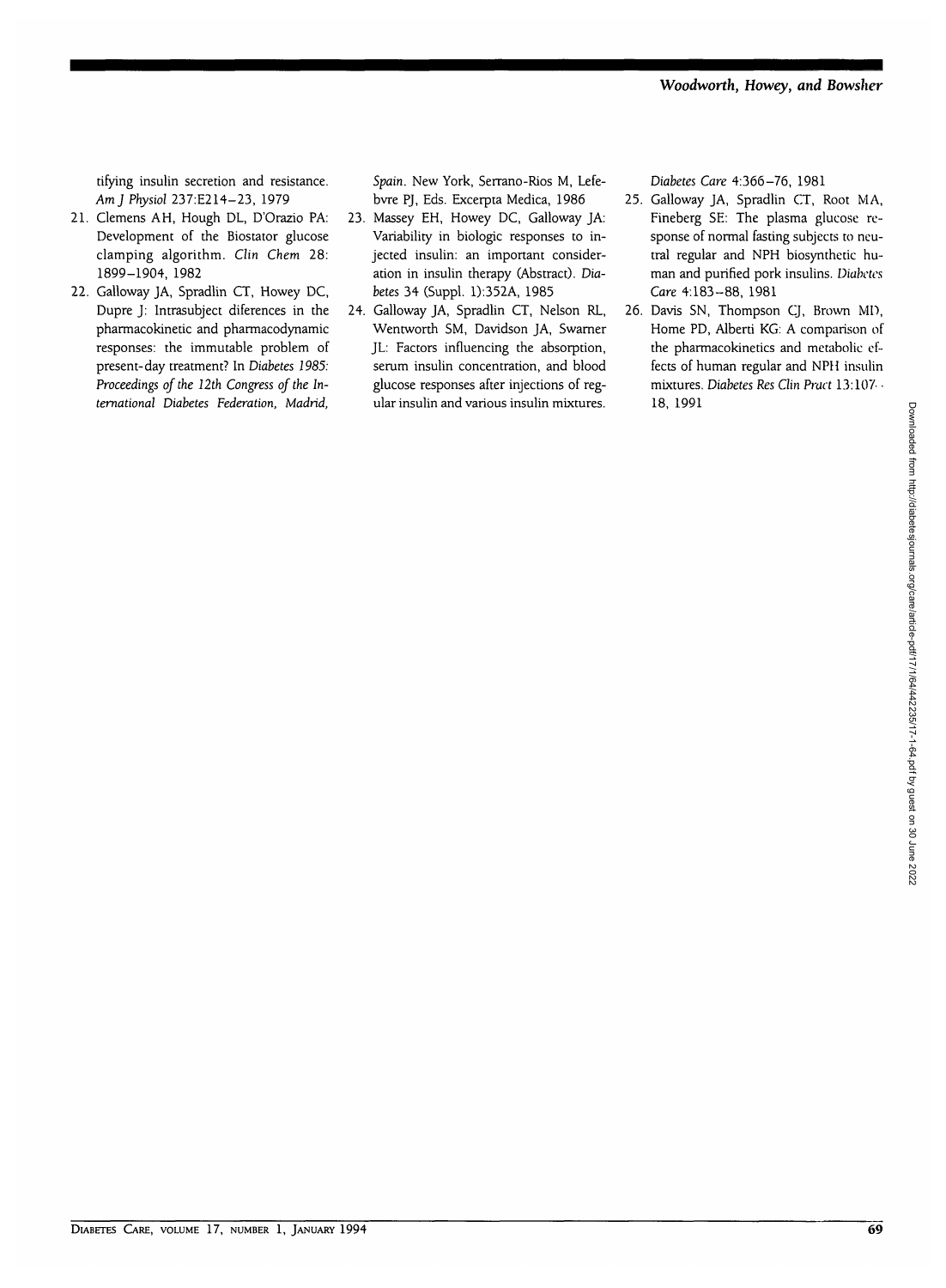tifying insulin secretion and resistance. *Am J Physiol* 237:E214–23, 1979

21. Clemens AH, Hough DL, D'Orazio PA: Development of the Biostator glucose clamping algorithm. *Clin Chem* 28: 1899–1904, 1982
22. Galloway JA, Spradlin CT, Howey DC, Dupre J: Intrasubject diferences in the pharmacokinetic and pharmacodynamic responses: the immutable problem of present-day treatment? In *Diabetes 1985: Proceedings of the 12th Congress of the International Diabetes Federation, Madrid, Spain*. New York, Serrano-Rios M, Lefebvre PJ, Eds. Excerpta Medica, 1986
23. Massey EH, Howey DC, Galloway JA: Variability in biologic responses to injected insulin: an important consideration in insulin therapy (Abstract). *Diabetes* 34 (Suppl. 1):352A, 1985
24. Galloway JA, Spradlin CT, Nelson RL, Wentworth SM, Davidson JA, Swarner JL: Factors influencing the absorption, serum insulin concentration, and blood glucose responses after injections of regular insulin and various insulin mixtures. *Diabetes Care* 4:366–76, 1981
25. Galloway JA, Spradlin CT, Root MA, Fineberg SE: The plasma glucose response of normal fasting subjects to neutral regular and NPH biosynthetic human and purified pork insulins. *Diabetes Care* 4:183–88, 1981
26. Davis SN, Thompson CJ, Brown MD, Home PD, Alberti KG: A comparison of the pharmacokinetics and metabolic effects of human regular and NPH insulin mixtures. *Diabetes Res Clin Pract* 13:107–18, 1991